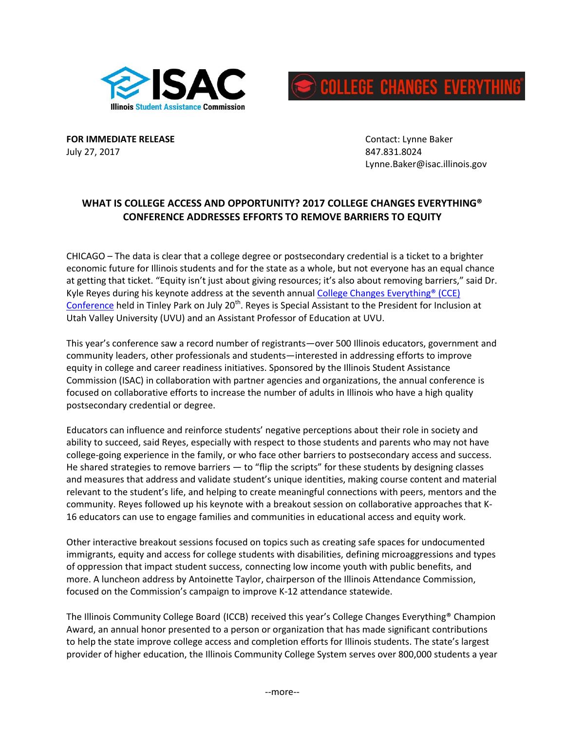**FOR IMMEDIATE RELEASE**
July 27, 2017

Contact: Lynne Baker
847.831.8024
Lynne.Baker@isac.illinois.gov

## WHAT IS COLLEGE ACCESS AND OPPORTUNITY? 2017 COLLEGE CHANGES EVERYTHING® CONFERENCE ADDRESSES EFFORTS TO REMOVE BARRIERS TO EQUITY

CHICAGO – The data is clear that a college degree or postsecondary credential is a ticket to a brighter economic future for Illinois students and for the state as a whole, but not everyone has an equal chance at getting that ticket. "Equity isn't just about giving resources; it's also about removing barriers," said Dr. Kyle Reyes during his keynote address at the seventh annual College Changes Everything® (CCE) Conference held in Tinley Park on July 20th. Reyes is Special Assistant to the President for Inclusion at Utah Valley University (UVU) and an Assistant Professor of Education at UVU.

This year's conference saw a record number of registrants—over 500 Illinois educators, government and community leaders, other professionals and students—interested in addressing efforts to improve equity in college and career readiness initiatives. Sponsored by the Illinois Student Assistance Commission (ISAC) in collaboration with partner agencies and organizations, the annual conference is focused on collaborative efforts to increase the number of adults in Illinois who have a high quality postsecondary credential or degree.

Educators can influence and reinforce students' negative perceptions about their role in society and ability to succeed, said Reyes, especially with respect to those students and parents who may not have college-going experience in the family, or who face other barriers to postsecondary access and success. He shared strategies to remove barriers — to "flip the scripts" for these students by designing classes and measures that address and validate student's unique identities, making course content and material relevant to the student's life, and helping to create meaningful connections with peers, mentors and the community. Reyes followed up his keynote with a breakout session on collaborative approaches that K-16 educators can use to engage families and communities in educational access and equity work.

Other interactive breakout sessions focused on topics such as creating safe spaces for undocumented immigrants, equity and access for college students with disabilities, defining microaggressions and types of oppression that impact student success, connecting low income youth with public benefits, and more. A luncheon address by Antoinette Taylor, chairperson of the Illinois Attendance Commission, focused on the Commission's campaign to improve K-12 attendance statewide.

The Illinois Community College Board (ICCB) received this year's College Changes Everything® Champion Award, an annual honor presented to a person or organization that has made significant contributions to help the state improve college access and completion efforts for Illinois students. The state's largest provider of higher education, the Illinois Community College System serves over 800,000 students a year

--more--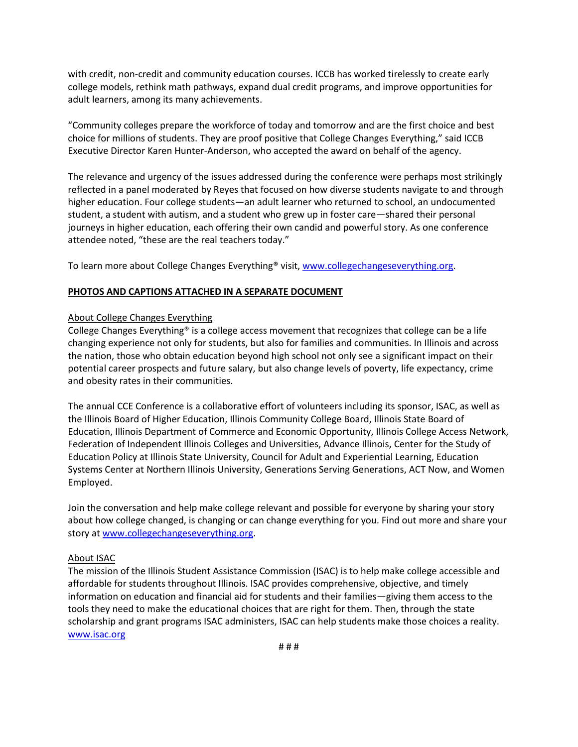with credit, non-credit and community education courses. ICCB has worked tirelessly to create early college models, rethink math pathways, expand dual credit programs, and improve opportunities for adult learners, among its many achievements.

"Community colleges prepare the workforce of today and tomorrow and are the first choice and best choice for millions of students. They are proof positive that College Changes Everything," said ICCB Executive Director Karen Hunter-Anderson, who accepted the award on behalf of the agency.

The relevance and urgency of the issues addressed during the conference were perhaps most strikingly reflected in a panel moderated by Reyes that focused on how diverse students navigate to and through higher education. Four college students—an adult learner who returned to school, an undocumented student, a student with autism, and a student who grew up in foster care—shared their personal journeys in higher education, each offering their own candid and powerful story. As one conference attendee noted, "these are the real teachers today."

To learn more about College Changes Everything® visit, [www.collegechangeseverything.org](http://www.collegechangeseverything.org).

**PHOTOS AND CAPTIONS ATTACHED IN A SEPARATE DOCUMENT**

About College Changes Everything

College Changes Everything® is a college access movement that recognizes that college can be a life changing experience not only for students, but also for families and communities. In Illinois and across the nation, those who obtain education beyond high school not only see a significant impact on their potential career prospects and future salary, but also change levels of poverty, life expectancy, crime and obesity rates in their communities.

The annual CCE Conference is a collaborative effort of volunteers including its sponsor, ISAC, as well as the Illinois Board of Higher Education, Illinois Community College Board, Illinois State Board of Education, Illinois Department of Commerce and Economic Opportunity, Illinois College Access Network, Federation of Independent Illinois Colleges and Universities, Advance Illinois, Center for the Study of Education Policy at Illinois State University, Council for Adult and Experiential Learning, Education Systems Center at Northern Illinois University, Generations Serving Generations, ACT Now, and Women Employed.

Join the conversation and help make college relevant and possible for everyone by sharing your story about how college changed, is changing or can change everything for you. Find out more and share your story at [www.collegechangeseverything.org](http://www.collegechangeseverything.org).

About ISAC

The mission of the Illinois Student Assistance Commission (ISAC) is to help make college accessible and affordable for students throughout Illinois. ISAC provides comprehensive, objective, and timely information on education and financial aid for students and their families—giving them access to the tools they need to make the educational choices that are right for them. Then, through the state scholarship and grant programs ISAC administers, ISAC can help students make those choices a reality.
[www.isac.org](http://www.isac.org)

# # #